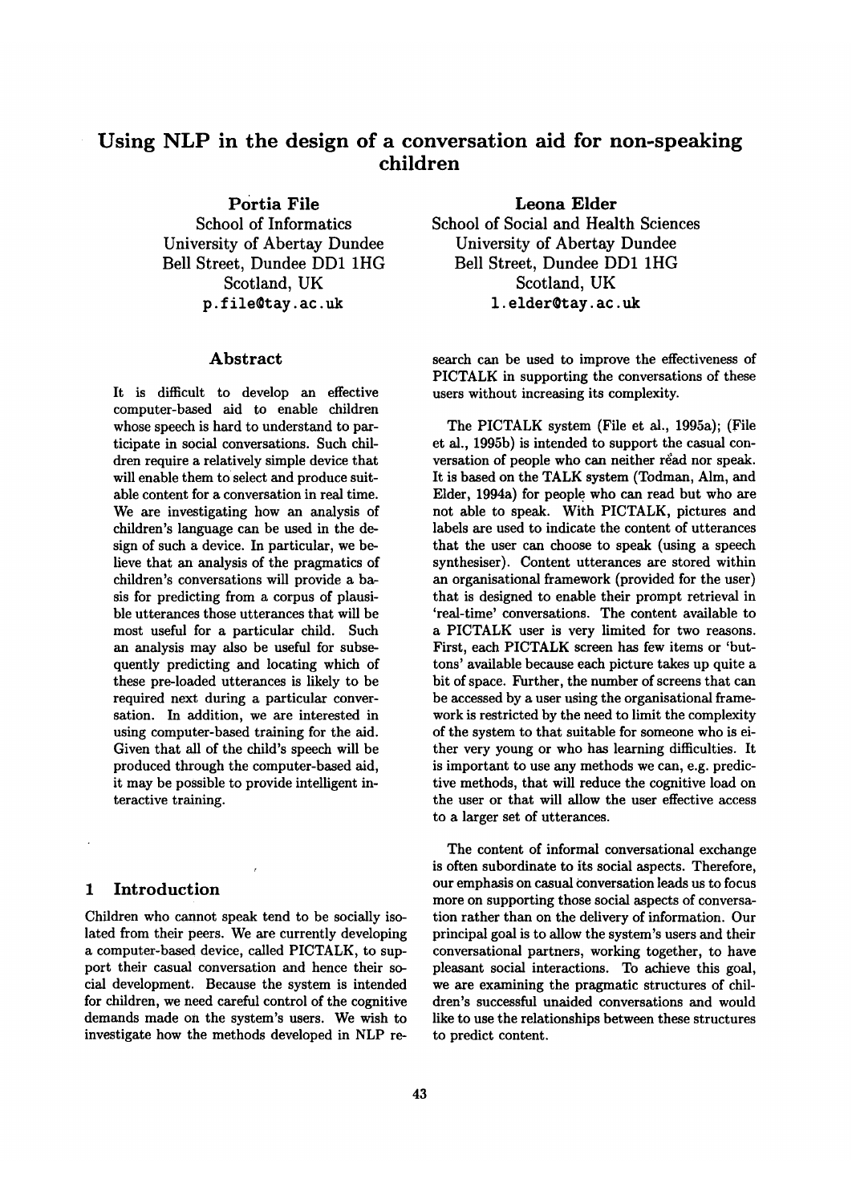# Using NLP in the design of a conversation aid for non-speaking children

**Portia File**
School of Informatics
University of Abertay Dundee
Bell Street, Dundee DD1 1HG
Scotland, UK
p.file@tay.ac.uk

**Leona Elder**
School of Social and Health Sciences
University of Abertay Dundee
Bell Street, Dundee DD1 1HG
Scotland, UK
l.elder@tay.ac.uk

## Abstract

It is difficult to develop an effective computer-based aid to enable children whose speech is hard to understand to participate in social conversations. Such children require a relatively simple device that will enable them to select and produce suitable content for a conversation in real time. We are investigating how an analysis of children's language can be used in the design of such a device. In particular, we believe that an analysis of the pragmatics of children's conversations will provide a basis for predicting from a corpus of plausible utterances those utterances that will be most useful for a particular child. Such an analysis may also be useful for subsequently predicting and locating which of these pre-loaded utterances is likely to be required next during a particular conversation. In addition, we are interested in using computer-based training for the aid. Given that all of the child's speech will be produced through the computer-based aid, it may be possible to provide intelligent interactive training.

## 1 Introduction

Children who cannot speak tend to be socially isolated from their peers. We are currently developing a computer-based device, called PICTALK, to support their casual conversation and hence their social development. Because the system is intended for children, we need careful control of the cognitive demands made on the system's users. We wish to investigate how the methods developed in NLP research can be used to improve the effectiveness of PICTALK in supporting the conversations of these users without increasing its complexity.

The PICTALK system (File et al., 1995a); (File et al., 1995b) is intended to support the casual conversation of people who can neither read nor speak. It is based on the TALK system (Todman, Alm, and Elder, 1994a) for people who can read but who are not able to speak. With PICTALK, pictures and labels are used to indicate the content of utterances that the user can choose to speak (using a speech synthesiser). Content utterances are stored within an organisational framework (provided for the user) that is designed to enable their prompt retrieval in 'real-time' conversations. The content available to a PICTALK user is very limited for two reasons. First, each PICTALK screen has few items or 'buttons' available because each picture takes up quite a bit of space. Further, the number of screens that can be accessed by a user using the organisational framework is restricted by the need to limit the complexity of the system to that suitable for someone who is either very young or who has learning difficulties. It is important to use any methods we can, e.g. predictive methods, that will reduce the cognitive load on the user or that will allow the user effective access to a larger set of utterances.

The content of informal conversational exchange is often subordinate to its social aspects. Therefore, our emphasis on casual conversation leads us to focus more on supporting those social aspects of conversation rather than on the delivery of information. Our principal goal is to allow the system's users and their conversational partners, working together, to have pleasant social interactions. To achieve this goal, we are examining the pragmatic structures of children's successful unaided conversations and would like to use the relationships between these structures to predict content.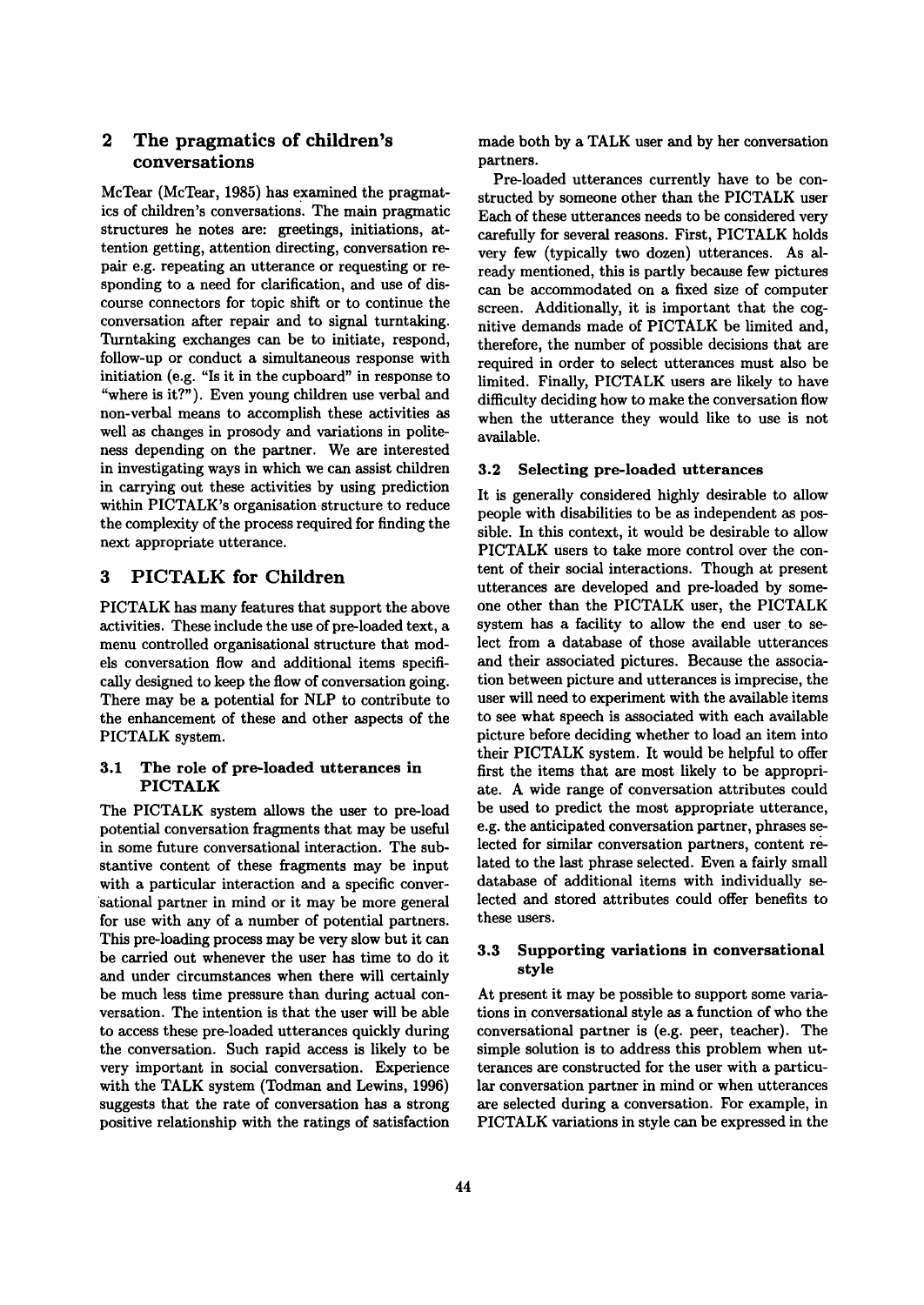## 2 The pragmatics of children's conversations

McTear (McTear, 1985) has examined the pragmatics of children's conversations. The main pragmatic structures he notes are: greetings, initiations, attention getting, attention directing, conversation repair e.g. repeating an utterance or requesting or responding to a need for clarification, and use of discourse connectors for topic shift or to continue the conversation after repair and to signal turntaking. Turntaking exchanges can be to initiate, respond, follow-up or conduct a simultaneous response with initiation (e.g. "Is it in the cupboard" in response to "where is it?"). Even young children use verbal and non-verbal means to accomplish these activities as well as changes in prosody and variations in politeness depending on the partner. We are interested in investigating ways in which we can assist children in carrying out these activities by using prediction within PICTALK's organisation structure to reduce the complexity of the process required for finding the next appropriate utterance.

## 3 PICTALK for Children

PICTALK has many features that support the above activities. These include the use of pre-loaded text, a menu controlled organisational structure that models conversation flow and additional items specifically designed to keep the flow of conversation going. There may be a potential for NLP to contribute to the enhancement of these and other aspects of the PICTALK system.

### 3.1 The role of pre-loaded utterances in PICTALK

The PICTALK system allows the user to pre-load potential conversation fragments that may be useful in some future conversational interaction. The substantive content of these fragments may be input with a particular interaction and a specific conversational partner in mind or it may be more general for use with any of a number of potential partners. This pre-loading process may be very slow but it can be carried out whenever the user has time to do it and under circumstances when there will certainly be much less time pressure than during actual conversation. The intention is that the user will be able to access these pre-loaded utterances quickly during the conversation. Such rapid access is likely to be very important in social conversation. Experience with the TALK system (Todman and Lewins, 1996) suggests that the rate of conversation has a strong positive relationship with the ratings of satisfaction made both by a TALK user and by her conversation partners.

Pre-loaded utterances currently have to be constructed by someone other than the PICTALK user Each of these utterances needs to be considered very carefully for several reasons. First, PICTALK holds very few (typically two dozen) utterances. As already mentioned, this is partly because few pictures can be accommodated on a fixed size of computer screen. Additionally, it is important that the cognitive demands made of PICTALK be limited and, therefore, the number of possible decisions that are required in order to select utterances must also be limited. Finally, PICTALK users are likely to have difficulty deciding how to make the conversation flow when the utterance they would like to use is not available.

### 3.2 Selecting pre-loaded utterances

It is generally considered highly desirable to allow people with disabilities to be as independent as possible. In this context, it would be desirable to allow PICTALK users to take more control over the content of their social interactions. Though at present utterances are developed and pre-loaded by someone other than the PICTALK user, the PICTALK system has a facility to allow the end user to select from a database of those available utterances and their associated pictures. Because the association between picture and utterances is imprecise, the user will need to experiment with the available items to see what speech is associated with each available picture before deciding whether to load an item into their PICTALK system. It would be helpful to offer first the items that are most likely to be appropriate. A wide range of conversation attributes could be used to predict the most appropriate utterance, e.g. the anticipated conversation partner, phrases selected for similar conversation partners, content related to the last phrase selected. Even a fairly small database of additional items with individually selected and stored attributes could offer benefits to these users.

### 3.3 Supporting variations in conversational style

At present it may be possible to support some variations in conversational style as a function of who the conversational partner is (e.g. peer, teacher). The simple solution is to address this problem when utterances are constructed for the user with a particular conversation partner in mind or when utterances are selected during a conversation. For example, in PICTALK variations in style can be expressed in the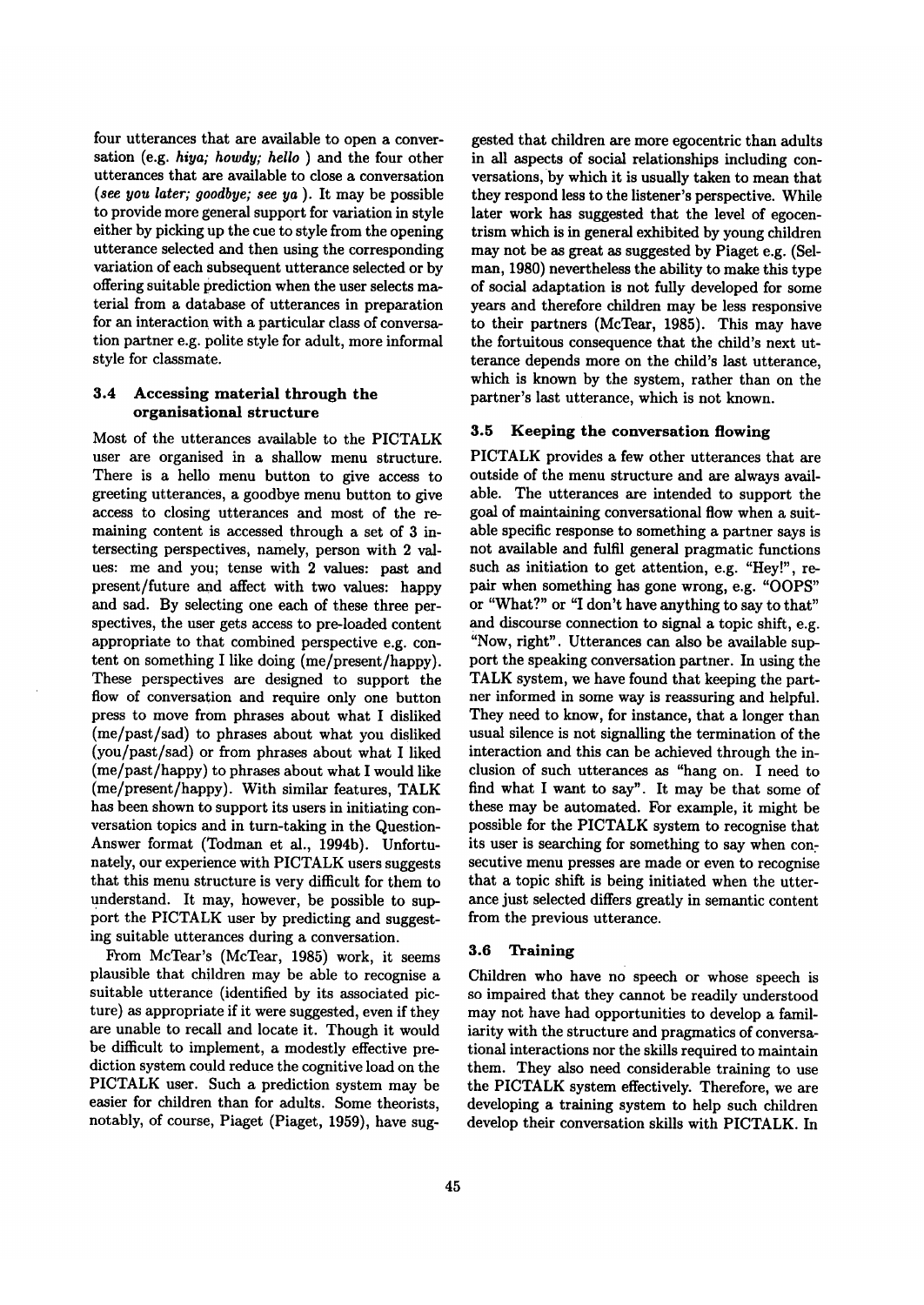four utterances that are available to open a conversation (e.g. *hiya; howdy; hello* ) and the four other utterances that are available to close a conversation (*see you later; goodbye; see ya* ). It may be possible to provide more general support for variation in style either by picking up the cue to style from the opening utterance selected and then using the corresponding variation of each subsequent utterance selected or by offering suitable prediction when the user selects material from a database of utterances in preparation for an interaction with a particular class of conversation partner e.g. polite style for adult, more informal style for classmate.

### 3.4 Accessing material through the organisational structure

Most of the utterances available to the PICTALK user are organised in a shallow menu structure. There is a hello menu button to give access to greeting utterances, a goodbye menu button to give access to closing utterances and most of the remaining content is accessed through a set of 3 intersecting perspectives, namely, person with 2 values: me and you; tense with 2 values: past and present/future and affect with two values: happy and sad. By selecting one each of these three perspectives, the user gets access to pre-loaded content appropriate to that combined perspective e.g. content on something I like doing (me/present/happy). These perspectives are designed to support the flow of conversation and require only one button press to move from phrases about what I disliked (me/past/sad) to phrases about what you disliked (you/past/sad) or from phrases about what I liked (me/past/happy) to phrases about what I would like (me/present/happy). With similar features, TALK has been shown to support its users in initiating conversation topics and in turn-taking in the Question-Answer format (Todman et al., 1994b). Unfortunately, our experience with PICTALK users suggests that this menu structure is very difficult for them to understand. It may, however, be possible to support the PICTALK user by predicting and suggesting suitable utterances during a conversation.

From McTear's (McTear, 1985) work, it seems plausible that children may be able to recognise a suitable utterance (identified by its associated picture) as appropriate if it were suggested, even if they are unable to recall and locate it. Though it would be difficult to implement, a modestly effective prediction system could reduce the cognitive load on the PICTALK user. Such a prediction system may be easier for children than for adults. Some theorists, notably, of course, Piaget (Piaget, 1959), have suggested that children are more egocentric than adults in all aspects of social relationships including conversations, by which it is usually taken to mean that they respond less to the listener's perspective. While later work has suggested that the level of egocentrism which is in general exhibited by young children may not be as great as suggested by Piaget e.g. (Selman, 1980) nevertheless the ability to make this type of social adaptation is not fully developed for some years and therefore children may be less responsive to their partners (McTear, 1985). This may have the fortuitous consequence that the child's next utterance depends more on the child's last utterance, which is known by the system, rather than on the partner's last utterance, which is not known.

### 3.5 Keeping the conversation flowing

PICTALK provides a few other utterances that are outside of the menu structure and are always available. The utterances are intended to support the goal of maintaining conversational flow when a suitable specific response to something a partner says is not available and fulfil general pragmatic functions such as initiation to get attention, e.g. "Hey!", repair when something has gone wrong, e.g. "OOPS" or "What?" or "I don't have anything to say to that" and discourse connection to signal a topic shift, e.g. "Now, right". Utterances can also be available support the speaking conversation partner. In using the TALK system, we have found that keeping the partner informed in some way is reassuring and helpful. They need to know, for instance, that a longer than usual silence is not signalling the termination of the interaction and this can be achieved through the inclusion of such utterances as "hang on. I need to find what I want to say". It may be that some of these may be automated. For example, it might be possible for the PICTALK system to recognise that its user is searching for something to say when consecutive menu presses are made or even to recognise that a topic shift is being initiated when the utterance just selected differs greatly in semantic content from the previous utterance.

### 3.6 Training

Children who have no speech or whose speech is so impaired that they cannot be readily understood may not have had opportunities to develop a familiarity with the structure and pragmatics of conversational interactions nor the skills required to maintain them. They also need considerable training to use the PICTALK system effectively. Therefore, we are developing a training system to help such children develop their conversation skills with PICTALK. In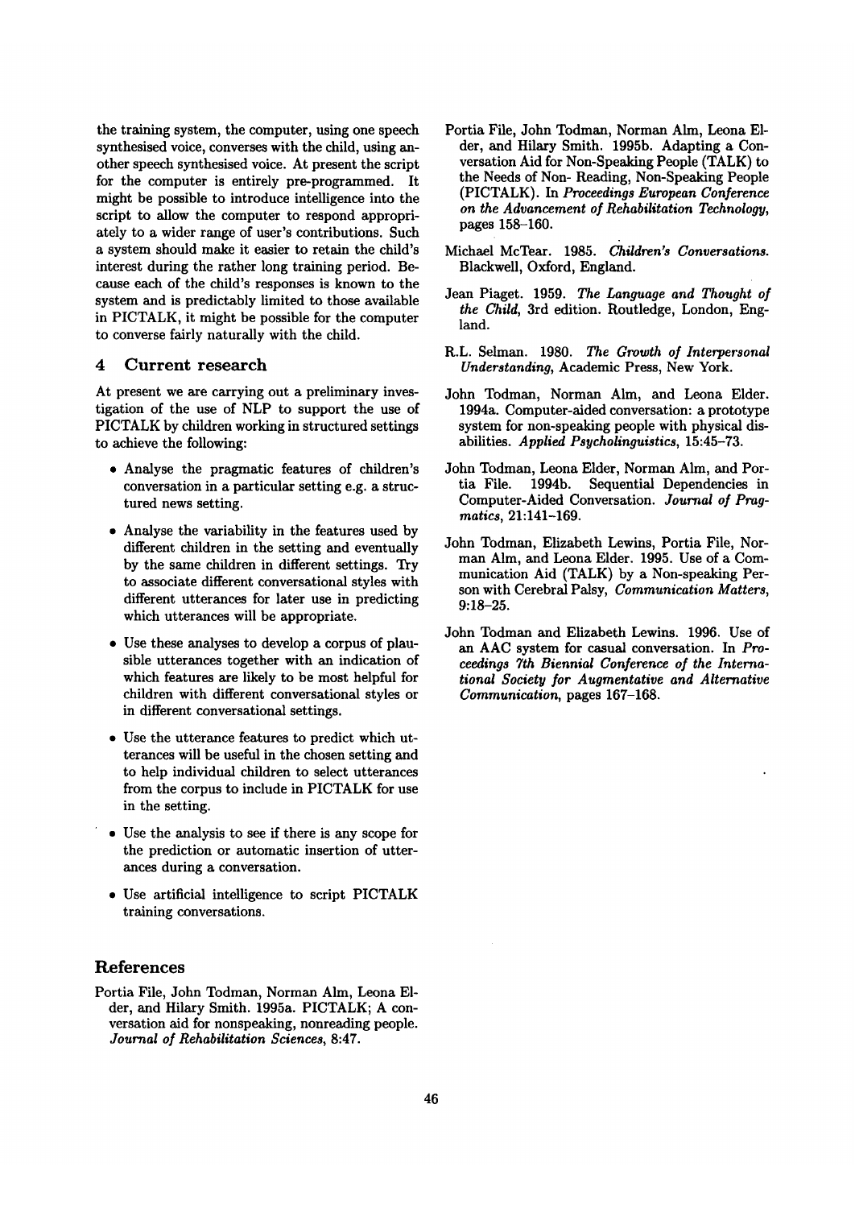the training system, the computer, using one speech synthesised voice, converses with the child, using another speech synthesised voice. At present the script for the computer is entirely pre-programmed. It might be possible to introduce intelligence into the script to allow the computer to respond appropriately to a wider range of user's contributions. Such a system should make it easier to retain the child's interest during the rather long training period. Because each of the child's responses is known to the system and is predictably limited to those available in PICTALK, it might be possible for the computer to converse fairly naturally with the child.

## 4 Current research

At present we are carrying out a preliminary investigation of the use of NLP to support the use of PICTALK by children working in structured settings to achieve the following:

- Analyse the pragmatic features of children's conversation in a particular setting e.g. a structured news setting.
- Analyse the variability in the features used by different children in the setting and eventually by the same children in different settings. Try to associate different conversational styles with different utterances for later use in predicting which utterances will be appropriate.
- Use these analyses to develop a corpus of plausible utterances together with an indication of which features are likely to be most helpful for children with different conversational styles or in different conversational settings.
- Use the utterance features to predict which utterances will be useful in the chosen setting and to help individual children to select utterances from the corpus to include in PICTALK for use in the setting.
- Use the analysis to see if there is any scope for the prediction or automatic insertion of utterances during a conversation.
- Use artificial intelligence to script PICTALK training conversations.

## References

Portia File, John Todman, Norman Alm, Leona Elder, and Hilary Smith. 1995a. PICTALK; A conversation aid for nonspeaking, nonreading people. *Journal of Rehabilitation Sciences*, 8:47.

Portia File, John Todman, Norman Alm, Leona Elder, and Hilary Smith. 1995b. Adapting a Conversation Aid for Non-Speaking People (TALK) to the Needs of Non- Reading, Non-Speaking People (PICTALK). In *Proceedings European Conference on the Advancement of Rehabilitation Technology*, pages 158–160.

Michael McTear. 1985. *Children's Conversations*. Blackwell, Oxford, England.

Jean Piaget. 1959. *The Language and Thought of the Child*, 3rd edition. Routledge, London, England.

R.L. Selman. 1980. *The Growth of Interpersonal Understanding*, Academic Press, New York.

John Todman, Norman Alm, and Leona Elder. 1994a. Computer-aided conversation: a prototype system for non-speaking people with physical disabilities. *Applied Psycholinguistics*, 15:45–73.

John Todman, Leona Elder, Norman Alm, and Portia File. 1994b. Sequential Dependencies in Computer-Aided Conversation. *Journal of Pragmatics*, 21:141–169.

John Todman, Elizabeth Lewins, Portia File, Norman Alm, and Leona Elder. 1995. Use of a Communication Aid (TALK) by a Non-speaking Person with Cerebral Palsy, *Communication Matters*, 9:18–25.

John Todman and Elizabeth Lewins. 1996. Use of an AAC system for casual conversation. In *Proceedings 7th Biennial Conference of the International Society for Augmentative and Alternative Communication*, pages 167–168.